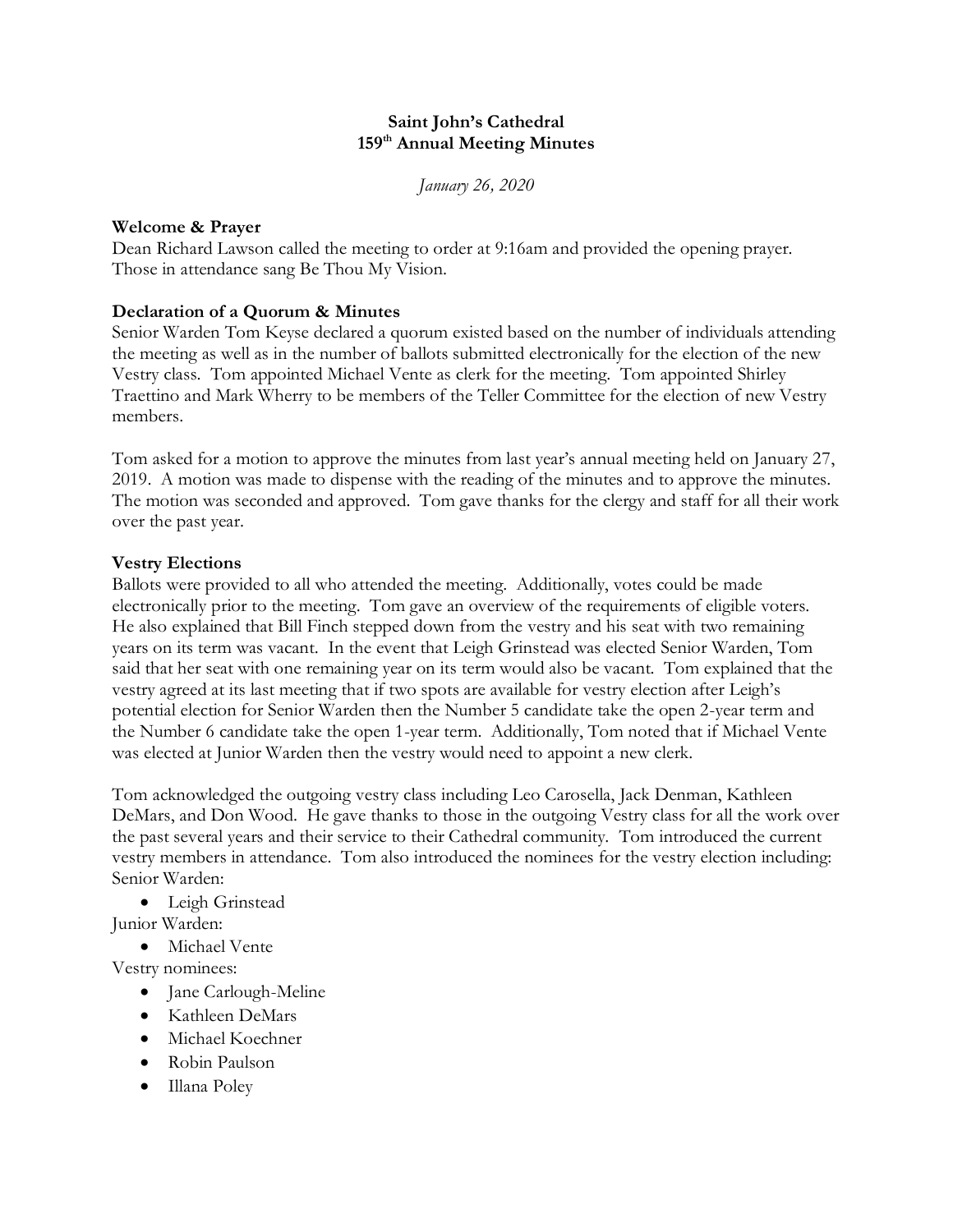**Saint John's Cathedral**
**159th Annual Meeting Minutes**

*January 26, 2020*

**Welcome & Prayer**

Dean Richard Lawson called the meeting to order at 9:16am and provided the opening prayer. Those in attendance sang Be Thou My Vision.

**Declaration of a Quorum & Minutes**

Senior Warden Tom Keyse declared a quorum existed based on the number of individuals attending the meeting as well as in the number of ballots submitted electronically for the election of the new Vestry class. Tom appointed Michael Vente as clerk for the meeting. Tom appointed Shirley Traettino and Mark Wherry to be members of the Teller Committee for the election of new Vestry members.

Tom asked for a motion to approve the minutes from last year's annual meeting held on January 27, 2019. A motion was made to dispense with the reading of the minutes and to approve the minutes. The motion was seconded and approved. Tom gave thanks for the clergy and staff for all their work over the past year.

**Vestry Elections**

Ballots were provided to all who attended the meeting. Additionally, votes could be made electronically prior to the meeting. Tom gave an overview of the requirements of eligible voters. He also explained that Bill Finch stepped down from the vestry and his seat with two remaining years on its term was vacant. In the event that Leigh Grinstead was elected Senior Warden, Tom said that her seat with one remaining year on its term would also be vacant. Tom explained that the vestry agreed at its last meeting that if two spots are available for vestry election after Leigh's potential election for Senior Warden then the Number 5 candidate take the open 2-year term and the Number 6 candidate take the open 1-year term. Additionally, Tom noted that if Michael Vente was elected at Junior Warden then the vestry would need to appoint a new clerk.

Tom acknowledged the outgoing vestry class including Leo Carosella, Jack Denman, Kathleen DeMars, and Don Wood. He gave thanks to those in the outgoing Vestry class for all the work over the past several years and their service to their Cathedral community. Tom introduced the current vestry members in attendance. Tom also introduced the nominees for the vestry election including:

Senior Warden:

- Leigh Grinstead

Junior Warden:

- Michael Vente

Vestry nominees:

- Jane Carlough-Meline
- Kathleen DeMars
- Michael Koechner
- Robin Paulson
- Illana Poley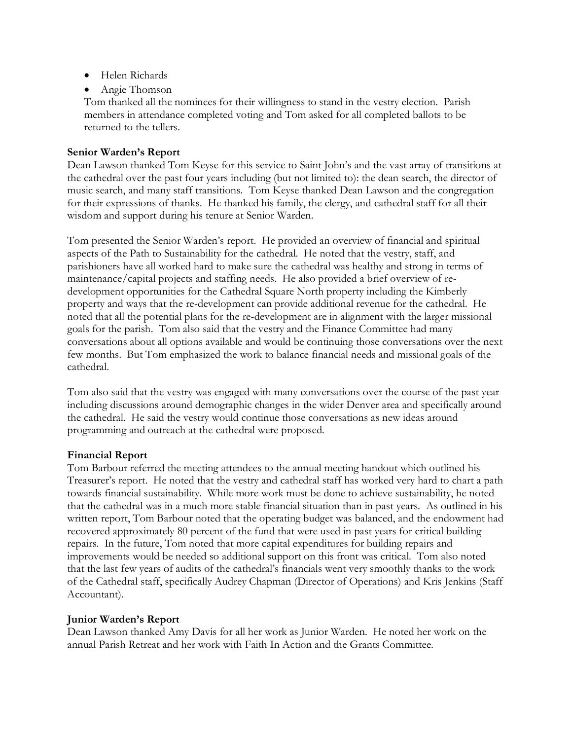- Helen Richards
- Angie Thomson

Tom thanked all the nominees for their willingness to stand in the vestry election. Parish members in attendance completed voting and Tom asked for all completed ballots to be returned to the tellers.

**Senior Warden's Report**

Dean Lawson thanked Tom Keyse for this service to Saint John's and the vast array of transitions at the cathedral over the past four years including (but not limited to): the dean search, the director of music search, and many staff transitions. Tom Keyse thanked Dean Lawson and the congregation for their expressions of thanks. He thanked his family, the clergy, and cathedral staff for all their wisdom and support during his tenure at Senior Warden.

Tom presented the Senior Warden's report. He provided an overview of financial and spiritual aspects of the Path to Sustainability for the cathedral. He noted that the vestry, staff, and parishioners have all worked hard to make sure the cathedral was healthy and strong in terms of maintenance/capital projects and staffing needs. He also provided a brief overview of re-development opportunities for the Cathedral Square North property including the Kimberly property and ways that the re-development can provide additional revenue for the cathedral. He noted that all the potential plans for the re-development are in alignment with the larger missional goals for the parish. Tom also said that the vestry and the Finance Committee had many conversations about all options available and would be continuing those conversations over the next few months. But Tom emphasized the work to balance financial needs and missional goals of the cathedral.

Tom also said that the vestry was engaged with many conversations over the course of the past year including discussions around demographic changes in the wider Denver area and specifically around the cathedral. He said the vestry would continue those conversations as new ideas around programming and outreach at the cathedral were proposed.

**Financial Report**

Tom Barbour referred the meeting attendees to the annual meeting handout which outlined his Treasurer's report. He noted that the vestry and cathedral staff has worked very hard to chart a path towards financial sustainability. While more work must be done to achieve sustainability, he noted that the cathedral was in a much more stable financial situation than in past years. As outlined in his written report, Tom Barbour noted that the operating budget was balanced, and the endowment had recovered approximately 80 percent of the fund that were used in past years for critical building repairs. In the future, Tom noted that more capital expenditures for building repairs and improvements would be needed so additional support on this front was critical. Tom also noted that the last few years of audits of the cathedral's financials went very smoothly thanks to the work of the Cathedral staff, specifically Audrey Chapman (Director of Operations) and Kris Jenkins (Staff Accountant).

**Junior Warden's Report**

Dean Lawson thanked Amy Davis for all her work as Junior Warden. He noted her work on the annual Parish Retreat and her work with Faith In Action and the Grants Committee.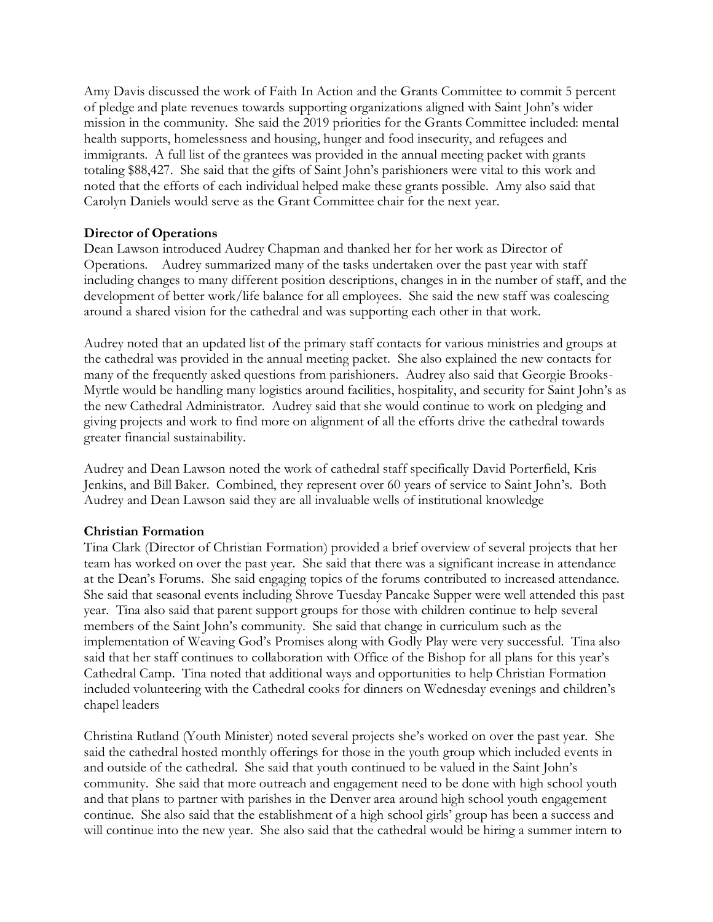Amy Davis discussed the work of Faith In Action and the Grants Committee to commit 5 percent of pledge and plate revenues towards supporting organizations aligned with Saint John's wider mission in the community. She said the 2019 priorities for the Grants Committee included: mental health supports, homelessness and housing, hunger and food insecurity, and refugees and immigrants. A full list of the grantees was provided in the annual meeting packet with grants totaling $88,427. She said that the gifts of Saint John's parishioners were vital to this work and noted that the efforts of each individual helped make these grants possible. Amy also said that Carolyn Daniels would serve as the Grant Committee chair for the next year.

**Director of Operations**

Dean Lawson introduced Audrey Chapman and thanked her for her work as Director of Operations. Audrey summarized many of the tasks undertaken over the past year with staff including changes to many different position descriptions, changes in in the number of staff, and the development of better work/life balance for all employees. She said the new staff was coalescing around a shared vision for the cathedral and was supporting each other in that work.

Audrey noted that an updated list of the primary staff contacts for various ministries and groups at the cathedral was provided in the annual meeting packet. She also explained the new contacts for many of the frequently asked questions from parishioners. Audrey also said that Georgie Brooks-Myrtle would be handling many logistics around facilities, hospitality, and security for Saint John's as the new Cathedral Administrator. Audrey said that she would continue to work on pledging and giving projects and work to find more on alignment of all the efforts drive the cathedral towards greater financial sustainability.

Audrey and Dean Lawson noted the work of cathedral staff specifically David Porterfield, Kris Jenkins, and Bill Baker. Combined, they represent over 60 years of service to Saint John's. Both Audrey and Dean Lawson said they are all invaluable wells of institutional knowledge

**Christian Formation**

Tina Clark (Director of Christian Formation) provided a brief overview of several projects that her team has worked on over the past year. She said that there was a significant increase in attendance at the Dean's Forums. She said engaging topics of the forums contributed to increased attendance. She said that seasonal events including Shrove Tuesday Pancake Supper were well attended this past year. Tina also said that parent support groups for those with children continue to help several members of the Saint John's community. She said that change in curriculum such as the implementation of Weaving God's Promises along with Godly Play were very successful. Tina also said that her staff continues to collaboration with Office of the Bishop for all plans for this year's Cathedral Camp. Tina noted that additional ways and opportunities to help Christian Formation included volunteering with the Cathedral cooks for dinners on Wednesday evenings and children's chapel leaders

Christina Rutland (Youth Minister) noted several projects she's worked on over the past year. She said the cathedral hosted monthly offerings for those in the youth group which included events in and outside of the cathedral. She said that youth continued to be valued in the Saint John's community. She said that more outreach and engagement need to be done with high school youth and that plans to partner with parishes in the Denver area around high school youth engagement continue. She also said that the establishment of a high school girls' group has been a success and will continue into the new year. She also said that the cathedral would be hiring a summer intern to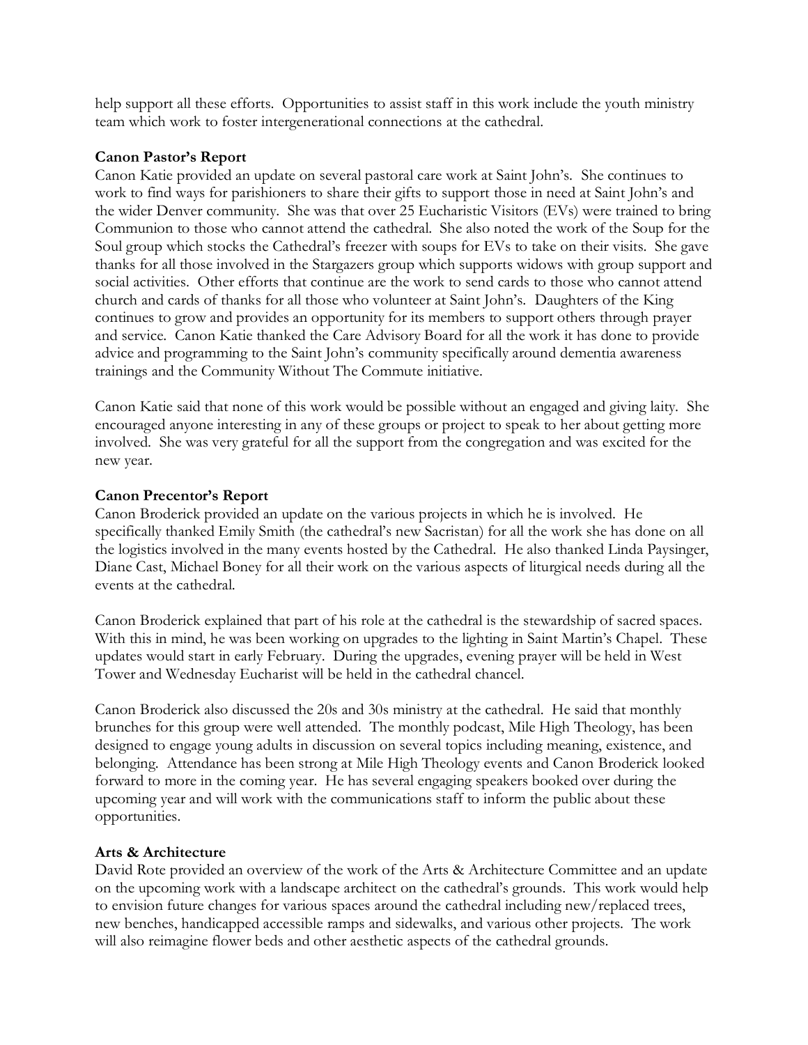help support all these efforts. Opportunities to assist staff in this work include the youth ministry team which work to foster intergenerational connections at the cathedral.

**Canon Pastor's Report**

Canon Katie provided an update on several pastoral care work at Saint John's. She continues to work to find ways for parishioners to share their gifts to support those in need at Saint John's and the wider Denver community. She was that over 25 Eucharistic Visitors (EVs) were trained to bring Communion to those who cannot attend the cathedral. She also noted the work of the Soup for the Soul group which stocks the Cathedral's freezer with soups for EVs to take on their visits. She gave thanks for all those involved in the Stargazers group which supports widows with group support and social activities. Other efforts that continue are the work to send cards to those who cannot attend church and cards of thanks for all those who volunteer at Saint John's. Daughters of the King continues to grow and provides an opportunity for its members to support others through prayer and service. Canon Katie thanked the Care Advisory Board for all the work it has done to provide advice and programming to the Saint John's community specifically around dementia awareness trainings and the Community Without The Commute initiative.

Canon Katie said that none of this work would be possible without an engaged and giving laity. She encouraged anyone interesting in any of these groups or project to speak to her about getting more involved. She was very grateful for all the support from the congregation and was excited for the new year.

**Canon Precentor's Report**

Canon Broderick provided an update on the various projects in which he is involved. He specifically thanked Emily Smith (the cathedral's new Sacristan) for all the work she has done on all the logistics involved in the many events hosted by the Cathedral. He also thanked Linda Paysinger, Diane Cast, Michael Boney for all their work on the various aspects of liturgical needs during all the events at the cathedral.

Canon Broderick explained that part of his role at the cathedral is the stewardship of sacred spaces. With this in mind, he was been working on upgrades to the lighting in Saint Martin's Chapel. These updates would start in early February. During the upgrades, evening prayer will be held in West Tower and Wednesday Eucharist will be held in the cathedral chancel.

Canon Broderick also discussed the 20s and 30s ministry at the cathedral. He said that monthly brunches for this group were well attended. The monthly podcast, Mile High Theology, has been designed to engage young adults in discussion on several topics including meaning, existence, and belonging. Attendance has been strong at Mile High Theology events and Canon Broderick looked forward to more in the coming year. He has several engaging speakers booked over during the upcoming year and will work with the communications staff to inform the public about these opportunities.

**Arts & Architecture**

David Rote provided an overview of the work of the Arts & Architecture Committee and an update on the upcoming work with a landscape architect on the cathedral's grounds. This work would help to envision future changes for various spaces around the cathedral including new/replaced trees, new benches, handicapped accessible ramps and sidewalks, and various other projects. The work will also reimagine flower beds and other aesthetic aspects of the cathedral grounds.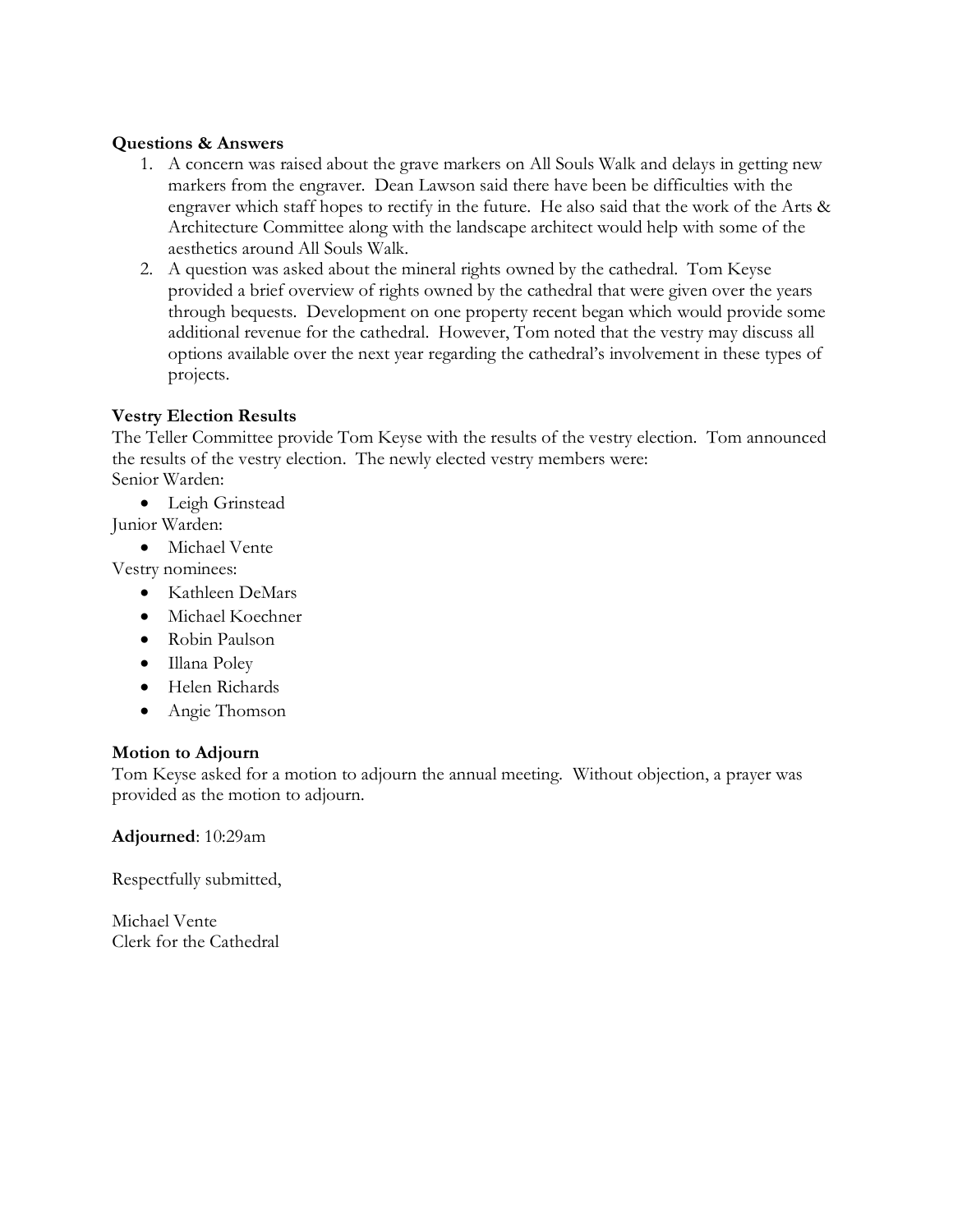**Questions & Answers**

1. A concern was raised about the grave markers on All Souls Walk and delays in getting new markers from the engraver. Dean Lawson said there have been be difficulties with the engraver which staff hopes to rectify in the future. He also said that the work of the Arts & Architecture Committee along with the landscape architect would help with some of the aesthetics around All Souls Walk.
2. A question was asked about the mineral rights owned by the cathedral. Tom Keyse provided a brief overview of rights owned by the cathedral that were given over the years through bequests. Development on one property recent began which would provide some additional revenue for the cathedral. However, Tom noted that the vestry may discuss all options available over the next year regarding the cathedral's involvement in these types of projects.

**Vestry Election Results**

The Teller Committee provide Tom Keyse with the results of the vestry election. Tom announced the results of the vestry election. The newly elected vestry members were:

Senior Warden:

- Leigh Grinstead

Junior Warden:

- Michael Vente

Vestry nominees:

- Kathleen DeMars
- Michael Koechner
- Robin Paulson
- Illana Poley
- Helen Richards
- Angie Thomson

**Motion to Adjourn**

Tom Keyse asked for a motion to adjourn the annual meeting. Without objection, a prayer was provided as the motion to adjourn.

**Adjourned**: 10:29am

Respectfully submitted,

Michael Vente
Clerk for the Cathedral